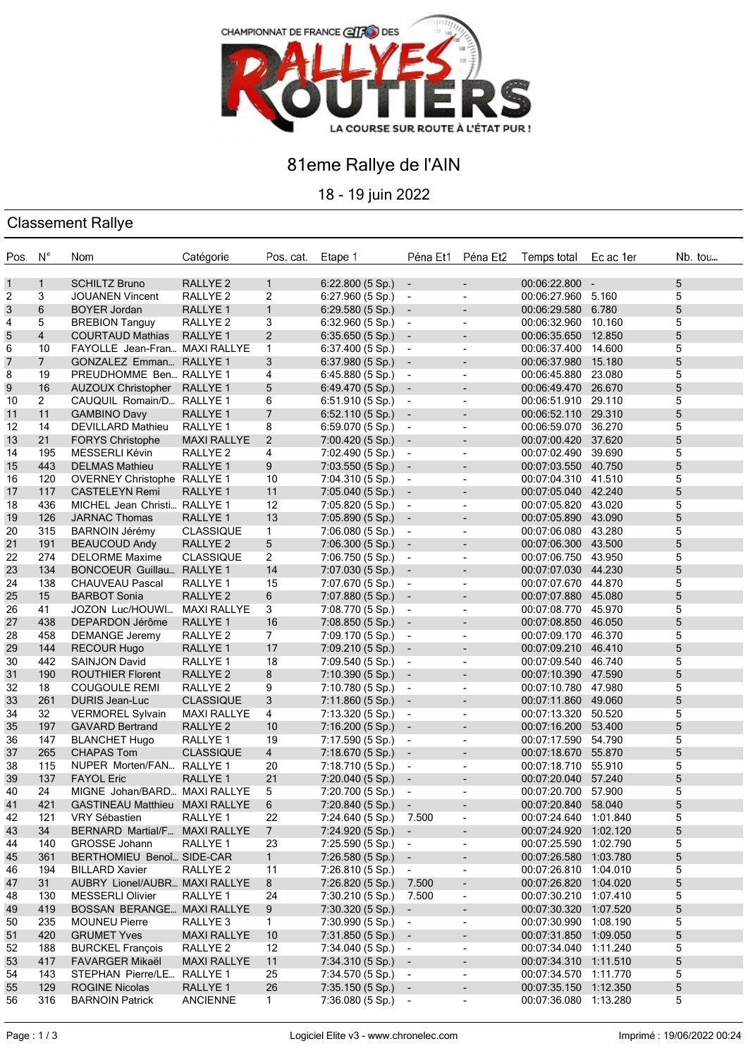# 81eme Rallye de l'AIN

18 - 19 juin 2022

## Classement Rallye

| Pos. | N° | Nom | Catégorie | Pos. cat. | Etape 1 | Péna Et1 | Péna Et2 | Temps total | Ec ac 1er | Nb. tou... |
|---|---|---|---|---|---|---|---|---|---|---|
| 1 | 1 | SCHILTZ Bruno | RALLYE 2 | 1 | 6:22.800 (5 Sp.) | - | - | 00:06:22.800 | - | 5 |
| 2 | 3 | JOUANEN Vincent | RALLYE 2 | 2 | 6:27.960 (5 Sp.) | - | - | 00:06:27.960 | 5.160 | 5 |
| 3 | 6 | BOYER Jordan | RALLYE 1 | 1 | 6:29.580 (5 Sp.) | - | - | 00:06:29.580 | 6.780 | 5 |
| 4 | 5 | BREBION Tanguy | RALLYE 2 | 3 | 6:32.960 (5 Sp.) | - | - | 00:06:32.960 | 10.160 | 5 |
| 5 | 4 | COURTAUD Mathias | RALLYE 1 | 2 | 6:35.650 (5 Sp.) | - | - | 00:06:35.650 | 12.850 | 5 |
| 6 | 10 | FAYOLLE Jean-Fran... | MAXI RALLYE | 1 | 6:37.400 (5 Sp.) | - | - | 00:06:37.400 | 14.600 | 5 |
| 7 | 7 | GONZALEZ Emman... | RALLYE 1 | 3 | 6:37.980 (5 Sp.) | - | - | 00:06:37.980 | 15.180 | 5 |
| 8 | 19 | PREUDHOMME Ben... | RALLYE 1 | 4 | 6:45.880 (5 Sp.) | - | - | 00:06:45.880 | 23.080 | 5 |
| 9 | 16 | AUZOUX Christopher | RALLYE 1 | 5 | 6:49.470 (5 Sp.) | - | - | 00:06:49.470 | 26.670 | 5 |
| 10 | 2 | CAUQUIL Romain/D... | RALLYE 1 | 6 | 6:51.910 (5 Sp.) | - | - | 00:06:51.910 | 29.110 | 5 |
| 11 | 11 | GAMBINO Davy | RALLYE 1 | 7 | 6:52.110 (5 Sp.) | - | - | 00:06:52.110 | 29.310 | 5 |
| 12 | 14 | DEVILLARD Mathieu | RALLYE 1 | 8 | 6:59.070 (5 Sp.) | - | - | 00:06:59.070 | 36.270 | 5 |
| 13 | 21 | FORYS Christophe | MAXI RALLYE | 2 | 7:00.420 (5 Sp.) | - | - | 00:07:00.420 | 37.620 | 5 |
| 14 | 195 | MESSERLI Kévin | RALLYE 2 | 4 | 7:02.490 (5 Sp.) | - | - | 00:07:02.490 | 39.690 | 5 |
| 15 | 443 | DELMAS Mathieu | RALLYE 1 | 9 | 7:03.550 (5 Sp.) | - | - | 00:07:03.550 | 40.750 | 5 |
| 16 | 120 | OVERNEY Christophe | RALLYE 1 | 10 | 7:04.310 (5 Sp.) | - | - | 00:07:04.310 | 41.510 | 5 |
| 17 | 117 | CASTELEYN Remi | RALLYE 1 | 11 | 7:05.040 (5 Sp.) | - | - | 00:07:05.040 | 42.240 | 5 |
| 18 | 436 | MICHEL Jean Christi... | RALLYE 1 | 12 | 7:05.820 (5 Sp.) | - | - | 00:07:05.820 | 43.020 | 5 |
| 19 | 126 | JARNAC Thomas | RALLYE 1 | 13 | 7:05.890 (5 Sp.) | - | - | 00:07:05.890 | 43.090 | 5 |
| 20 | 315 | BARNOIN Jérémy | CLASSIQUE | 1 | 7:06.080 (5 Sp.) | - | - | 00:07:06.080 | 43.280 | 5 |
| 21 | 191 | BEAUCOUD Andy | RALLYE 2 | 5 | 7:06.300 (5 Sp.) | - | - | 00:07:06.300 | 43.500 | 5 |
| 22 | 274 | DELORME Maxime | CLASSIQUE | 2 | 7:06.750 (5 Sp.) | - | - | 00:07:06.750 | 43.950 | 5 |
| 23 | 134 | BONCOEUR Guillau... | RALLYE 1 | 14 | 7:07.030 (5 Sp.) | - | - | 00:07:07.030 | 44.230 | 5 |
| 24 | 138 | CHAUVEAU Pascal | RALLYE 1 | 15 | 7:07.670 (5 Sp.) | - | - | 00:07:07.670 | 44.870 | 5 |
| 25 | 15 | BARBOT Sonia | RALLYE 2 | 6 | 7:07.880 (5 Sp.) | - | - | 00:07:07.880 | 45.080 | 5 |
| 26 | 41 | JOZON Luc/HOUWI... | MAXI RALLYE | 3 | 7:08.770 (5 Sp.) | - | - | 00:07:08.770 | 45.970 | 5 |
| 27 | 438 | DEPARDON Jérôme | RALLYE 1 | 16 | 7:08.850 (5 Sp.) | - | - | 00:07:08.850 | 46.050 | 5 |
| 28 | 458 | DEMANGE Jeremy | RALLYE 2 | 7 | 7:09.170 (5 Sp.) | - | - | 00:07:09.170 | 46.370 | 5 |
| 29 | 144 | RECOUR Hugo | RALLYE 1 | 17 | 7:09.210 (5 Sp.) | - | - | 00:07:09.210 | 46.410 | 5 |
| 30 | 442 | SAINJON David | RALLYE 1 | 18 | 7:09.540 (5 Sp.) | - | - | 00:07:09.540 | 46.740 | 5 |
| 31 | 190 | ROUTHIER Florent | RALLYE 2 | 8 | 7:10.390 (5 Sp.) | - | - | 00:07:10.390 | 47.590 | 5 |
| 32 | 18 | COUGOULE REMI | RALLYE 2 | 9 | 7:10.780 (5 Sp.) | - | - | 00:07:10.780 | 47.980 | 5 |
| 33 | 261 | DURIS Jean-Luc | CLASSIQUE | 3 | 7:11.860 (5 Sp.) | - | - | 00:07:11.860 | 49.060 | 5 |
| 34 | 32 | VERMOREL Sylvain | MAXI RALLYE | 4 | 7:13.320 (5 Sp.) | - | - | 00:07:13.320 | 50.520 | 5 |
| 35 | 197 | GAVARD Bertrand | RALLYE 2 | 10 | 7:16.200 (5 Sp.) | - | - | 00:07:16.200 | 53.400 | 5 |
| 36 | 147 | BLANCHET Hugo | RALLYE 1 | 19 | 7:17.590 (5 Sp.) | - | - | 00:07:17.590 | 54.790 | 5 |
| 37 | 265 | CHAPAS Tom | CLASSIQUE | 4 | 7:18.670 (5 Sp.) | - | - | 00:07:18.670 | 55.870 | 5 |
| 38 | 115 | NUPER Morten/FAN... | RALLYE 1 | 20 | 7:18.710 (5 Sp.) | - | - | 00:07:18.710 | 55.910 | 5 |
| 39 | 137 | FAYOL Eric | RALLYE 1 | 21 | 7:20.040 (5 Sp.) | - | - | 00:07:20.040 | 57.240 | 5 |
| 40 | 24 | MIGNE Johan/BARD... | MAXI RALLYE | 5 | 7:20.700 (5 Sp.) | - | - | 00:07:20.700 | 57.900 | 5 |
| 41 | 421 | GASTINEAU Matthieu | MAXI RALLYE | 6 | 7:20.840 (5 Sp.) | - | - | 00:07:20.840 | 58.040 | 5 |
| 42 | 121 | VRY Sébastien | RALLYE 1 | 22 | 7:24.640 (5 Sp.) | 7.500 | - | 00:07:24.640 | 1:01.840 | 5 |
| 43 | 34 | BERNARD Martial/F... | MAXI RALLYE | 7 | 7:24.920 (5 Sp.) | - | - | 00:07:24.920 | 1:02.120 | 5 |
| 44 | 140 | GROSSE Johann | RALLYE 1 | 23 | 7:25.590 (5 Sp.) | - | - | 00:07:25.590 | 1:02.790 | 5 |
| 45 | 361 | BERTHOMIEU Benoî... | SIDE-CAR | 1 | 7:26.580 (5 Sp.) | - | - | 00:07:26.580 | 1:03.780 | 5 |
| 46 | 194 | BILLARD Xavier | RALLYE 2 | 11 | 7:26.810 (5 Sp.) | - | - | 00:07:26.810 | 1:04.010 | 5 |
| 47 | 31 | AUBRY Lionel/AUBR... | MAXI RALLYE | 8 | 7:26.820 (5 Sp.) | 7.500 | - | 00:07:26.820 | 1:04.020 | 5 |
| 48 | 130 | MESSERLI Olivier | RALLYE 1 | 24 | 7:30.210 (5 Sp.) | 7.500 | - | 00:07:30.210 | 1:07.410 | 5 |
| 49 | 419 | BOSSAN BERANGE... | MAXI RALLYE | 9 | 7:30.320 (5 Sp.) | - | - | 00:07:30.320 | 1:07.520 | 5 |
| 50 | 235 | MOUNEU Pierre | RALLYE 3 | 1 | 7:30.990 (5 Sp.) | - | - | 00:07:30.990 | 1:08.190 | 5 |
| 51 | 420 | GRUMET Yves | MAXI RALLYE | 10 | 7:31.850 (5 Sp.) | - | - | 00:07:31.850 | 1:09.050 | 5 |
| 52 | 188 | BURCKEL François | RALLYE 2 | 12 | 7:34.040 (5 Sp.) | - | - | 00:07:34.040 | 1:11.240 | 5 |
| 53 | 417 | FAVARGER Mikaël | MAXI RALLYE | 11 | 7:34.310 (5 Sp.) | - | - | 00:07:34.310 | 1:11.510 | 5 |
| 54 | 143 | STEPHAN Pierre/LE... | RALLYE 1 | 25 | 7:34.570 (5 Sp.) | - | - | 00:07:34.570 | 1:11.770 | 5 |
| 55 | 129 | ROGINE Nicolas | RALLYE 1 | 26 | 7:35.150 (5 Sp.) | - | - | 00:07:35.150 | 1:12.350 | 5 |
| 56 | 316 | BARNOIN Patrick | ANCIENNE | 1 | 7:36.080 (5 Sp.) | - | - | 00:07:36.080 | 1:13.280 | 5 |

Logiciel Elite v3 - www.chronelec.com

Imprimé : 19/06/2022 00:24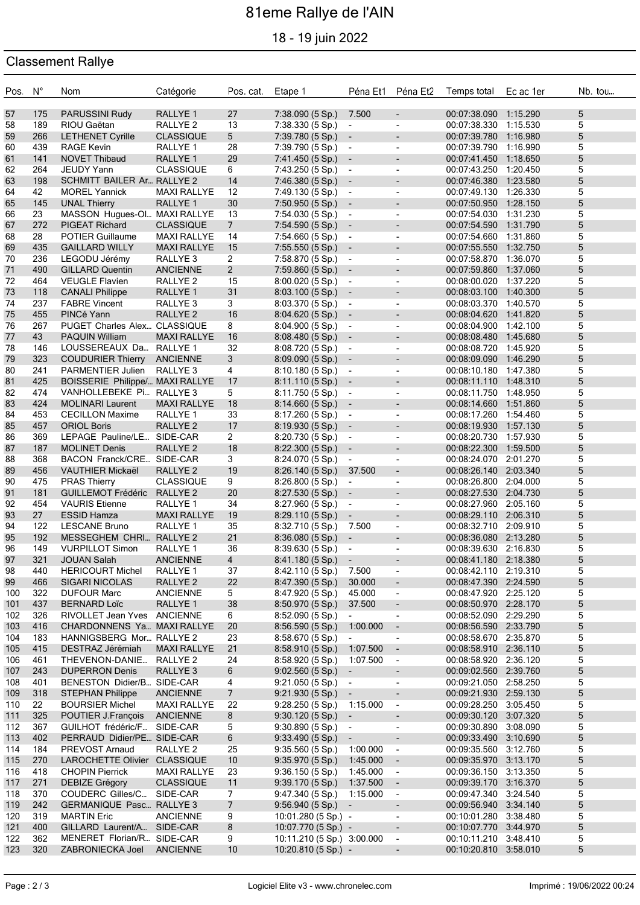# 81eme Rallye de l'AIN

## 18 - 19 juin 2022

### Classement Rallye

| Pos. | N° | Nom | Catégorie | Pos. cat. | Etape 1 | Péna Et1 | Péna Et2 | Temps total | Ec ac 1er | Nb. tou... |
|---|---|---|---|---|---|---|---|---|---|---|
| 57 | 175 | PARUSSINI Rudy | RALLYE 1 | 27 | 7:38.090 (5 Sp.) | 7.500 | - | 00:07:38.090 | 1:15.290 | 5 |
| 58 | 189 | RIOU Gaëtan | RALLYE 2 | 13 | 7:38.330 (5 Sp.) | - | - | 00:07:38.330 | 1:15.530 | 5 |
| 59 | 266 | LETHENET Cyrille | CLASSIQUE | 5 | 7:39.780 (5 Sp.) | - | - | 00:07:39.780 | 1:16.980 | 5 |
| 60 | 439 | RAGE Kevin | RALLYE 1 | 28 | 7:39.790 (5 Sp.) | - | - | 00:07:39.790 | 1:16.990 | 5 |
| 61 | 141 | NOVET Thibaud | RALLYE 1 | 29 | 7:41.450 (5 Sp.) | - | - | 00:07:41.450 | 1:18.650 | 5 |
| 62 | 264 | JEUDY Yann | CLASSIQUE | 6 | 7:43.250 (5 Sp.) | - | - | 00:07:43.250 | 1:20.450 | 5 |
| 63 | 198 | SCHMITT BAILER Ar... | RALLYE 2 | 14 | 7:46.380 (5 Sp.) | - | - | 00:07:46.380 | 1:23.580 | 5 |
| 64 | 42 | MOREL Yannick | MAXI RALLYE | 12 | 7:49.130 (5 Sp.) | - | - | 00:07:49.130 | 1:26.330 | 5 |
| 65 | 145 | UNAL Thierry | RALLYE 1 | 30 | 7:50.950 (5 Sp.) | - | - | 00:07:50.950 | 1:28.150 | 5 |
| 66 | 23 | MASSON Hugues-Ol... | MAXI RALLYE | 13 | 7:54.030 (5 Sp.) | - | - | 00:07:54.030 | 1:31.230 | 5 |
| 67 | 272 | PIGEAT Richard | CLASSIQUE | 7 | 7:54.590 (5 Sp.) | - | - | 00:07:54.590 | 1:31.790 | 5 |
| 68 | 28 | POTIER Guillaume | MAXI RALLYE | 14 | 7:54.660 (5 Sp.) | - | - | 00:07:54.660 | 1:31.860 | 5 |
| 69 | 435 | GAILLARD WILLY | MAXI RALLYE | 15 | 7:55.550 (5 Sp.) | - | - | 00:07:55.550 | 1:32.750 | 5 |
| 70 | 236 | LEGODU Jérémy | RALLYE 3 | 2 | 7:58.870 (5 Sp.) | - | - | 00:07:58.870 | 1:36.070 | 5 |
| 71 | 490 | GILLARD Quentin | ANCIENNE | 2 | 7:59.860 (5 Sp.) | - | - | 00:07:59.860 | 1:37.060 | 5 |
| 72 | 464 | VEUGLE Flavien | RALLYE 2 | 15 | 8:00.020 (5 Sp.) | - | - | 00:08:00.020 | 1:37.220 | 5 |
| 73 | 118 | CANALI Philippe | RALLYE 1 | 31 | 8:03.100 (5 Sp.) | - | - | 00:08:03.100 | 1:40.300 | 5 |
| 74 | 237 | FABRE Vincent | RALLYE 3 | 3 | 8:03.370 (5 Sp.) | - | - | 00:08:03.370 | 1:40.570 | 5 |
| 75 | 455 | PINCé Yann | RALLYE 2 | 16 | 8:04.620 (5 Sp.) | - | - | 00:08:04.620 | 1:41.820 | 5 |
| 76 | 267 | PUGET Charles Alex... | CLASSIQUE | 8 | 8:04.900 (5 Sp.) | - | - | 00:08:04.900 | 1:42.100 | 5 |
| 77 | 43 | PAQUIN William | MAXI RALLYE | 16 | 8:08.480 (5 Sp.) | - | - | 00:08:08.480 | 1:45.680 | 5 |
| 78 | 146 | LOUSSEREAUX Da... | RALLYE 1 | 32 | 8:08.720 (5 Sp.) | - | - | 00:08:08.720 | 1:45.920 | 5 |
| 79 | 323 | COUDURIER Thierry | ANCIENNE | 3 | 8:09.090 (5 Sp.) | - | - | 00:08:09.090 | 1:46.290 | 5 |
| 80 | 241 | PARMENTIER Julien | RALLYE 3 | 4 | 8:10.180 (5 Sp.) | - | - | 00:08:10.180 | 1:47.380 | 5 |
| 81 | 425 | BOISSERIE Philippe/... | MAXI RALLYE | 17 | 8:11.110 (5 Sp.) | - | - | 00:08:11.110 | 1:48.310 | 5 |
| 82 | 474 | VANHOLLEBEKE Pi... | RALLYE 3 | 5 | 8:11.750 (5 Sp.) | - | - | 00:08:11.750 | 1:48.950 | 5 |
| 83 | 424 | MOLINARI Laurent | MAXI RALLYE | 18 | 8:14.660 (5 Sp.) | - | - | 00:08:14.660 | 1:51.860 | 5 |
| 84 | 453 | CECILLON Maxime | RALLYE 1 | 33 | 8:17.260 (5 Sp.) | - | - | 00:08:17.260 | 1:54.460 | 5 |
| 85 | 457 | ORIOL Boris | RALLYE 2 | 17 | 8:19.930 (5 Sp.) | - | - | 00:08:19.930 | 1:57.130 | 5 |
| 86 | 369 | LEPAGE Pauline/LE... | SIDE-CAR | 2 | 8:20.730 (5 Sp.) | - | - | 00:08:20.730 | 1:57.930 | 5 |
| 87 | 187 | MOLINET Denis | RALLYE 2 | 18 | 8:22.300 (5 Sp.) | - | - | 00:08:22.300 | 1:59.500 | 5 |
| 88 | 368 | BACON Franck/CRE... | SIDE-CAR | 3 | 8:24.070 (5 Sp.) | - | - | 00:08:24.070 | 2:01.270 | 5 |
| 89 | 456 | VAUTHIER Mickaël | RALLYE 2 | 19 | 8:26.140 (5 Sp.) | 37.500 | - | 00:08:26.140 | 2:03.340 | 5 |
| 90 | 475 | PRAS Thierry | CLASSIQUE | 9 | 8:26.800 (5 Sp.) | - | - | 00:08:26.800 | 2:04.000 | 5 |
| 91 | 181 | GUILLEMOT Frédéric | RALLYE 2 | 20 | 8:27.530 (5 Sp.) | - | - | 00:08:27.530 | 2:04.730 | 5 |
| 92 | 454 | VAURIS Etienne | RALLYE 1 | 34 | 8:27.960 (5 Sp.) | - | - | 00:08:27.960 | 2:05.160 | 5 |
| 93 | 27 | ESSID Hamza | MAXI RALLYE | 19 | 8:29.110 (5 Sp.) | - | - | 00:08:29.110 | 2:06.310 | 5 |
| 94 | 122 | LESCANE Bruno | RALLYE 1 | 35 | 8:32.710 (5 Sp.) | 7.500 | - | 00:08:32.710 | 2:09.910 | 5 |
| 95 | 192 | MESSEGHEM CHRI... | RALLYE 2 | 21 | 8:36.080 (5 Sp.) | - | - | 00:08:36.080 | 2:13.280 | 5 |
| 96 | 149 | VURPILLOT Simon | RALLYE 1 | 36 | 8:39.630 (5 Sp.) | - | - | 00:08:39.630 | 2:16.830 | 5 |
| 97 | 321 | JOUAN Salah | ANCIENNE | 4 | 8:41.180 (5 Sp.) | - | - | 00:08:41.180 | 2:18.380 | 5 |
| 98 | 440 | HERICOURT Michel | RALLYE 1 | 37 | 8:42.110 (5 Sp.) | 7.500 | - | 00:08:42.110 | 2:19.310 | 5 |
| 99 | 466 | SIGARI NICOLAS | RALLYE 2 | 22 | 8:47.390 (5 Sp.) | 30.000 | - | 00:08:47.390 | 2:24.590 | 5 |
| 100 | 322 | DUFOUR Marc | ANCIENNE | 5 | 8:47.920 (5 Sp.) | 45.000 | - | 00:08:47.920 | 2:25.120 | 5 |
| 101 | 437 | BERNARD Loïc | RALLYE 1 | 38 | 8:50.970 (5 Sp.) | 37.500 | - | 00:08:50.970 | 2:28.170 | 5 |
| 102 | 326 | RIVOLLET Jean Yves | ANCIENNE | 6 | 8:52.090 (5 Sp.) | - | - | 00:08:52.090 | 2:29.290 | 5 |
| 103 | 416 | CHARDONNENS Ya... | MAXI RALLYE | 20 | 8:56.590 (5 Sp.) | 1:00.000 | - | 00:08:56.590 | 2:33.790 | 5 |
| 104 | 183 | HANNIGSBERG Mor... | RALLYE 2 | 23 | 8:58.670 (5 Sp.) | - | - | 00:08:58.670 | 2:35.870 | 5 |
| 105 | 415 | DESTRAZ Jérémiah | MAXI RALLYE | 21 | 8:58.910 (5 Sp.) | 1:07.500 | - | 00:08:58.910 | 2:36.110 | 5 |
| 106 | 461 | THEVENON-DANIE... | RALLYE 2 | 24 | 8:58.920 (5 Sp.) | 1:07.500 | - | 00:08:58.920 | 2:36.120 | 5 |
| 107 | 243 | DUPERRON Denis | RALLYE 3 | 6 | 9:02.560 (5 Sp.) | - | - | 00:09:02.560 | 2:39.760 | 5 |
| 108 | 401 | BENESTON Didier/B... | SIDE-CAR | 4 | 9:21.050 (5 Sp.) | - | - | 00:09:21.050 | 2:58.250 | 5 |
| 109 | 318 | STEPHAN Philippe | ANCIENNE | 7 | 9:21.930 (5 Sp.) | - | - | 00:09:21.930 | 2:59.130 | 5 |
| 110 | 22 | BOURSIER Michel | MAXI RALLYE | 22 | 9:28.250 (5 Sp.) | 1:15.000 | - | 00:09:28.250 | 3:05.450 | 5 |
| 111 | 325 | POUTIER J.François | ANCIENNE | 8 | 9:30.120 (5 Sp.) | - | - | 00:09:30.120 | 3:07.320 | 5 |
| 112 | 367 | GUILHOT frédéric/F... | SIDE-CAR | 5 | 9:30.890 (5 Sp.) | - | - | 00:09:30.890 | 3:08.090 | 5 |
| 113 | 402 | PERRAUD Didier/PE... | SIDE-CAR | 6 | 9:33.490 (5 Sp.) | - | - | 00:09:33.490 | 3:10.690 | 5 |
| 114 | 184 | PREVOST Arnaud | RALLYE 2 | 25 | 9:35.560 (5 Sp.) | 1:00.000 | - | 00:09:35.560 | 3:12.760 | 5 |
| 115 | 270 | LAROCHETTE Olivier | CLASSIQUE | 10 | 9:35.970 (5 Sp.) | 1:45.000 | - | 00:09:35.970 | 3:13.170 | 5 |
| 116 | 418 | CHOPIN Pierrick | MAXI RALLYE | 23 | 9:36.150 (5 Sp.) | 1:45.000 | - | 00:09:36.150 | 3:13.350 | 5 |
| 117 | 271 | DEBIZE Grégory | CLASSIQUE | 11 | 9:39.170 (5 Sp.) | 1:37.500 | - | 00:09:39.170 | 3:16.370 | 5 |
| 118 | 370 | COUDERC Gilles/C... | SIDE-CAR | 7 | 9:47.340 (5 Sp.) | 1:15.000 | - | 00:09:47.340 | 3:24.540 | 5 |
| 119 | 242 | GERMANIQUE Pasc... | RALLYE 3 | 7 | 9:56.940 (5 Sp.) | - | - | 00:09:56.940 | 3:34.140 | 5 |
| 120 | 319 | MARTIN Eric | ANCIENNE | 9 | 10:01.280 (5 Sp.) | - | - | 00:10:01.280 | 3:38.480 | 5 |
| 121 | 400 | GILLARD Laurent/A... | SIDE-CAR | 8 | 10:07.770 (5 Sp.) | - | - | 00:10:07.770 | 3:44.970 | 5 |
| 122 | 362 | MENERET Florian/R... | SIDE-CAR | 9 | 10:11.210 (5 Sp.) | 3:00.000 | - | 00:10:11.210 | 3:48.410 | 5 |
| 123 | 320 | ZABRONIECKA Joel | ANCIENNE | 10 | 10:20.810 (5 Sp.) | - | - | 00:10:20.810 | 3:58.010 | 5 |

Logiciel Elite v3 - www.chronelec.com

Imprimé : 19/06/2022 00:24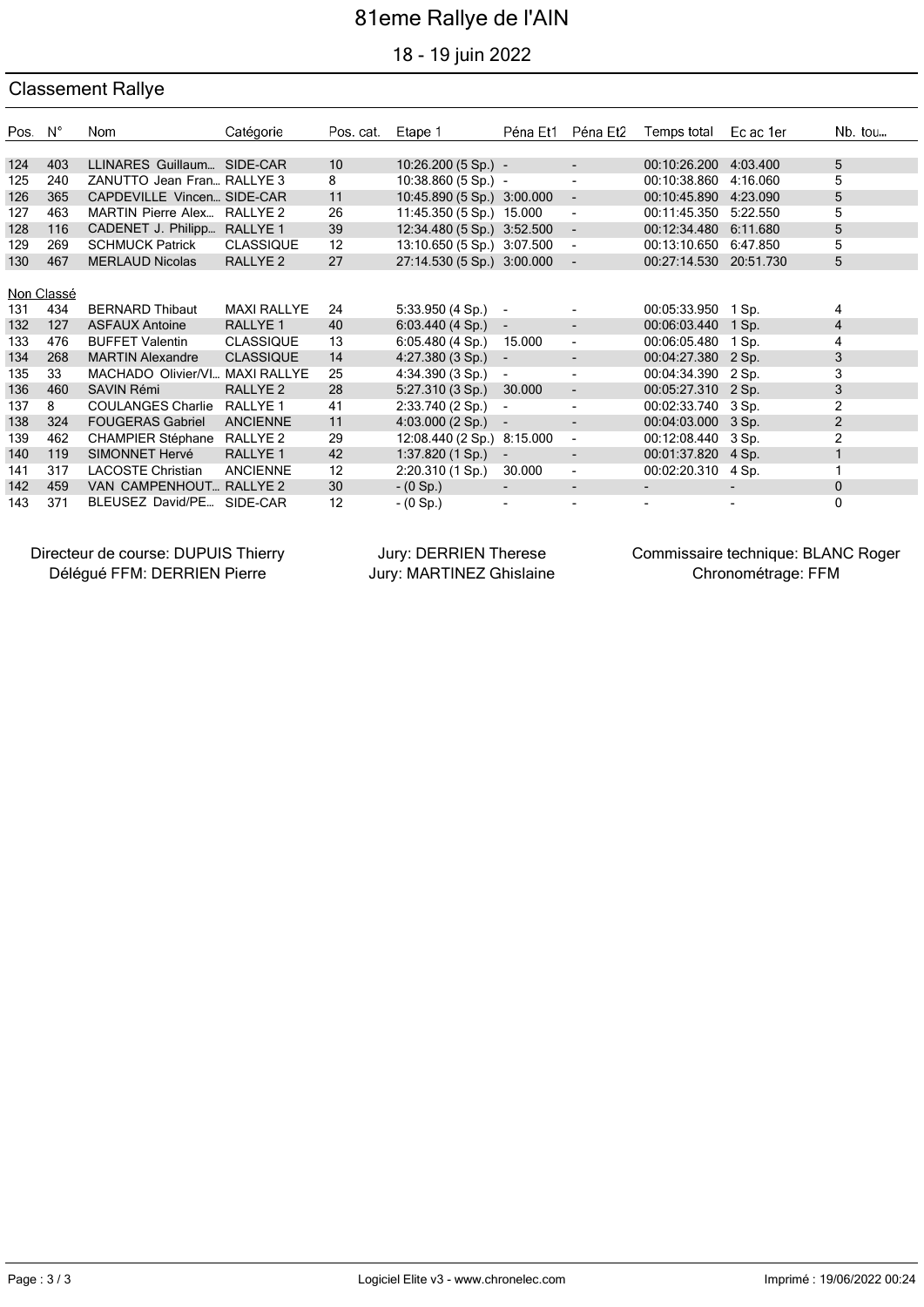# 81eme Rallye de l'AIN

18 - 19 juin 2022

## Classement Rallye

| Pos. | N° | Nom | Catégorie | Pos. cat. | Etape 1 | Péna Et1 | Péna Et2 | Temps total | Ec ac 1er | Nb. tou... |
|---|---|---|---|---|---|---|---|---|---|---|
| 124 | 403 | LLINARES Guillaum... | SIDE-CAR | 10 | 10:26.200 (5 Sp.) | - | - | 00:10:26.200 | 4:03.400 | 5 |
| 125 | 240 | ZANUTTO Jean Fran... | RALLYE 3 | 8 | 10:38.860 (5 Sp.) | - | - | 00:10:38.860 | 4:16.060 | 5 |
| 126 | 365 | CAPDEVILLE Vincen... | SIDE-CAR | 11 | 10:45.890 (5 Sp.) | 3:00.000 | - | 00:10:45.890 | 4:23.090 | 5 |
| 127 | 463 | MARTIN Pierre Alex... | RALLYE 2 | 26 | 11:45.350 (5 Sp.) | 15.000 | - | 00:11:45.350 | 5:22.550 | 5 |
| 128 | 116 | CADENET J. Philipp... | RALLYE 1 | 39 | 12:34.480 (5 Sp.) | 3:52.500 | - | 00:12:34.480 | 6:11.680 | 5 |
| 129 | 269 | SCHMUCK Patrick | CLASSIQUE | 12 | 13:10.650 (5 Sp.) | 3:07.500 | - | 00:13:10.650 | 6:47.850 | 5 |
| 130 | 467 | MERLAUD Nicolas | RALLYE 2 | 27 | 27:14.530 (5 Sp.) | 3:00.000 | - | 00:27:14.530 | 20:51.730 | 5 |
| Non Classé | | | | | | | | | | |
| 131 | 434 | BERNARD Thibaut | MAXI RALLYE | 24 | 5:33.950 (4 Sp.) | - | - | 00:05:33.950 | 1 Sp. | 4 |
| 132 | 127 | ASFAUX Antoine | RALLYE 1 | 40 | 6:03.440 (4 Sp.) | - | - | 00:06:03.440 | 1 Sp. | 4 |
| 133 | 476 | BUFFET Valentin | CLASSIQUE | 13 | 6:05.480 (4 Sp.) | 15.000 | - | 00:06:05.480 | 1 Sp. | 4 |
| 134 | 268 | MARTIN Alexandre | CLASSIQUE | 14 | 4:27.380 (3 Sp.) | - | - | 00:04:27.380 | 2 Sp. | 3 |
| 135 | 33 | MACHADO Olivier/Vl... | MAXI RALLYE | 25 | 4:34.390 (3 Sp.) | - | - | 00:04:34.390 | 2 Sp. | 3 |
| 136 | 460 | SAVIN Rémi | RALLYE 2 | 28 | 5:27.310 (3 Sp.) | 30.000 | - | 00:05:27.310 | 2 Sp. | 3 |
| 137 | 8 | COULANGES Charlie | RALLYE 1 | 41 | 2:33.740 (2 Sp.) | - | - | 00:02:33.740 | 3 Sp. | 2 |
| 138 | 324 | FOUGERAS Gabriel | ANCIENNE | 11 | 4:03.000 (2 Sp.) | - | - | 00:04:03.000 | 3 Sp. | 2 |
| 139 | 462 | CHAMPIER Stéphane | RALLYE 2 | 29 | 12:08.440 (2 Sp.) | 8:15.000 | - | 00:12:08.440 | 3 Sp. | 2 |
| 140 | 119 | SIMONNET Hervé | RALLYE 1 | 42 | 1:37.820 (1 Sp.) | - | - | 00:01:37.820 | 4 Sp. | 1 |
| 141 | 317 | LACOSTE Christian | ANCIENNE | 12 | 2:20.310 (1 Sp.) | 30.000 | - | 00:02:20.310 | 4 Sp. | 1 |
| 142 | 459 | VAN CAMPENHOUT... | RALLYE 2 | 30 | - (0 Sp.) | - | - | - | - | 0 |
| 143 | 371 | BLEUSEZ David/PE... | SIDE-CAR | 12 | - (0 Sp.) | - | - | - | - | 0 |

Directeur de course: DUPUIS Thierry
Délégué FFM: DERRIEN Pierre

Jury: DERRIEN Therese
Jury: MARTINEZ Ghislaine

Commissaire technique: BLANC Roger
Chronométrage: FFM

Logiciel Elite v3 - www.chronelec.com

Imprimé : 19/06/2022 00:24